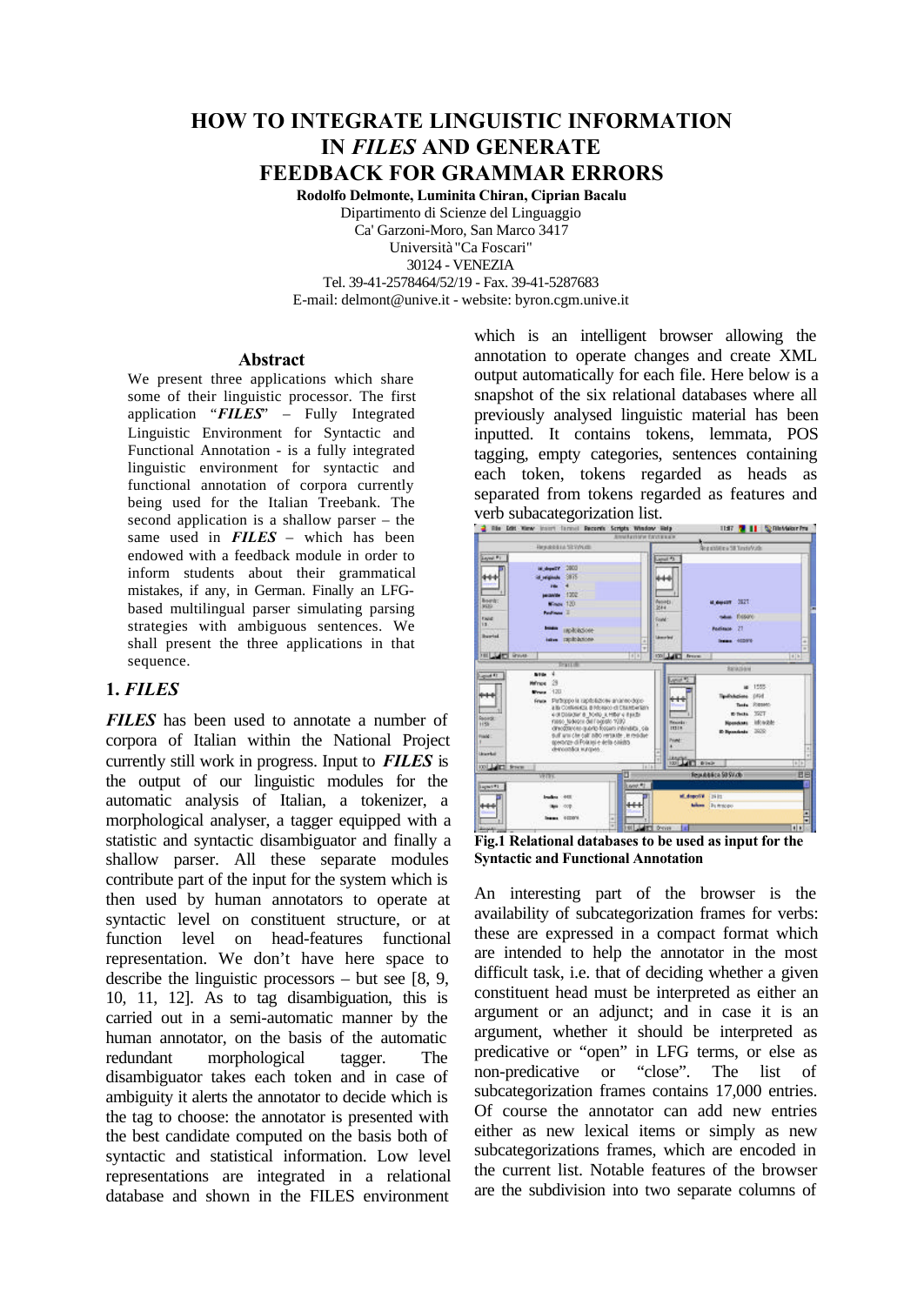# HOW TO INTEGRATE LINGUISTIC INFORMATION IN *FILES* AND GENERATE FEEDBACK FOR GRAMMAR ERRORS

**Rodolfo Delmonte, Luminita Chiran, Ciprian Bacalu**

Dipartimento di Scienze del Linguaggio
Ca' Garzoni-Moro, San Marco 3417
Università "Ca Foscari"
30124 - VENEZIA
Tel. 39-41-2578464/52/19 - Fax. 39-41-5287683
E-mail: delmont@unive.it - website: byron.cgm.unive.it

## Abstract

We present three applications which share some of their linguistic processor. The first application "***FILES***" – Fully Integrated Linguistic Environment for Syntactic and Functional Annotation - is a fully integrated linguistic environment for syntactic and functional annotation of corpora currently being used for the Italian Treebank. The second application is a shallow parser – the same used in ***FILES*** – which has been endowed with a feedback module in order to inform students about their grammatical mistakes, if any, in German. Finally an LFG-based multilingual parser simulating parsing strategies with ambiguous sentences. We shall present the three applications in that sequence.

## 1. *FILES*

***FILES*** has been used to annotate a number of corpora of Italian within the National Project currently still work in progress. Input to ***FILES*** is the output of our linguistic modules for the automatic analysis of Italian, a tokenizer, a morphological analyser, a tagger equipped with a statistic and syntactic disambiguator and finally a shallow parser. All these separate modules contribute part of the input for the system which is then used by human annotators to operate at syntactic level on constituent structure, or at function level on head-features functional representation. We don't have here space to describe the linguistic processors – but see [8, 9, 10, 11, 12]. As to tag disambiguation, this is carried out in a semi-automatic manner by the human annotator, on the basis of the automatic redundant morphological tagger. The disambiguator takes each token and in case of ambiguity it alerts the annotator to decide which is the tag to choose: the annotator is presented with the best candidate computed on the basis both of syntactic and statistical information. Low level representations are integrated in a relational database and shown in the FILES environment which is an intelligent browser allowing the annotation to operate changes and create XML output automatically for each file. Here below is a snapshot of the six relational databases where all previously analysed linguistic material has been inputted. It contains tokens, lemmata, POS tagging, empty categories, sentences containing each token, tokens regarded as heads as separated from tokens regarded as features and verb subacategorization list.

**Fig.1 Relational databases to be used as input for the Syntactic and Functional Annotation**

An interesting part of the browser is the availability of subcategorization frames for verbs: these are expressed in a compact format which are intended to help the annotator in the most difficult task, i.e. that of deciding whether a given constituent head must be interpreted as either an argument or an adjunct; and in case it is an argument, whether it should be interpreted as predicative or "open" in LFG terms, or else as non-predicative or "close". The list of subcategorization frames contains 17,000 entries. Of course the annotator can add new entries either as new lexical items or simply as new subcategorizations frames, which are encoded in the current list. Notable features of the browser are the subdivision into two separate columns of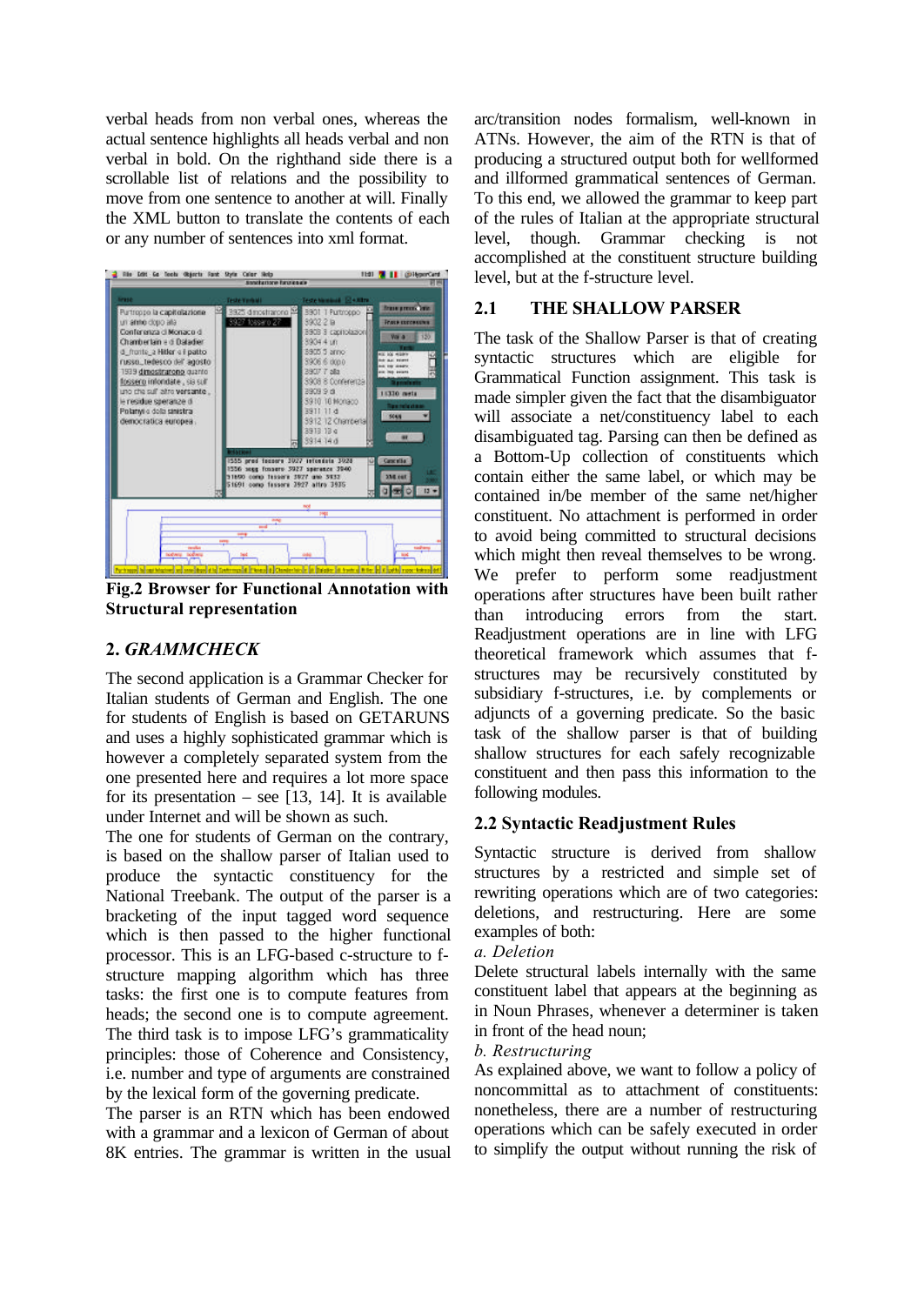verbal heads from non verbal ones, whereas the actual sentence highlights all heads verbal and non verbal in bold. On the righthand side there is a scrollable list of relations and the possibility to move from one sentence to another at will. Finally the XML button to translate the contents of each or any number of sentences into xml format.

**Fig.2 Browser for Functional Annotation with Structural representation**

## 2. *GRAMMCHECK*

The second application is a Grammar Checker for Italian students of German and English. The one for students of English is based on GETARUNS and uses a highly sophisticated grammar which is however a completely separated system from the one presented here and requires a lot more space for its presentation – see [13, 14]. It is available under Internet and will be shown as such.

The one for students of German on the contrary, is based on the shallow parser of Italian used to produce the syntactic constituency for the National Treebank. The output of the parser is a bracketing of the input tagged word sequence which is then passed to the higher functional processor. This is an LFG-based c-structure to f-structure mapping algorithm which has three tasks: the first one is to compute features from heads; the second one is to compute agreement. The third task is to impose LFG's grammaticality principles: those of Coherence and Consistency, i.e. number and type of arguments are constrained by the lexical form of the governing predicate.

The parser is an RTN which has been endowed with a grammar and a lexicon of German of about 8K entries. The grammar is written in the usual arc/transition nodes formalism, well-known in ATNs. However, the aim of the RTN is that of producing a structured output both for wellformed and illformed grammatical sentences of German. To this end, we allowed the grammar to keep part of the rules of Italian at the appropriate structural level, though. Grammar checking is not accomplished at the constituent structure building level, but at the f-structure level.

### 2.1 THE SHALLOW PARSER

The task of the Shallow Parser is that of creating syntactic structures which are eligible for Grammatical Function assignment. This task is made simpler given the fact that the disambiguator will associate a net/constituency label to each disambiguated tag. Parsing can then be defined as a Bottom-Up collection of constituents which contain either the same label, or which may be contained in/be member of the same net/higher constituent. No attachment is performed in order to avoid being committed to structural decisions which might then reveal themselves to be wrong. We prefer to perform some readjustment operations after structures have been built rather than introducing errors from the start. Readjustment operations are in line with LFG theoretical framework which assumes that f-structures may be recursively constituted by subsidiary f-structures, i.e. by complements or adjuncts of a governing predicate. So the basic task of the shallow parser is that of building shallow structures for each safely recognizable constituent and then pass this information to the following modules.

### 2.2 Syntactic Readjustment Rules

Syntactic structure is derived from shallow structures by a restricted and simple set of rewriting operations which are of two categories: deletions, and restructuring. Here are some examples of both:

*a. Deletion*

Delete structural labels internally with the same constituent label that appears at the beginning as in Noun Phrases, whenever a determiner is taken in front of the head noun;

*b. Restructuring*

As explained above, we want to follow a policy of noncommittal as to attachment of constituents: nonetheless, there are a number of restructuring operations which can be safely executed in order to simplify the output without running the risk of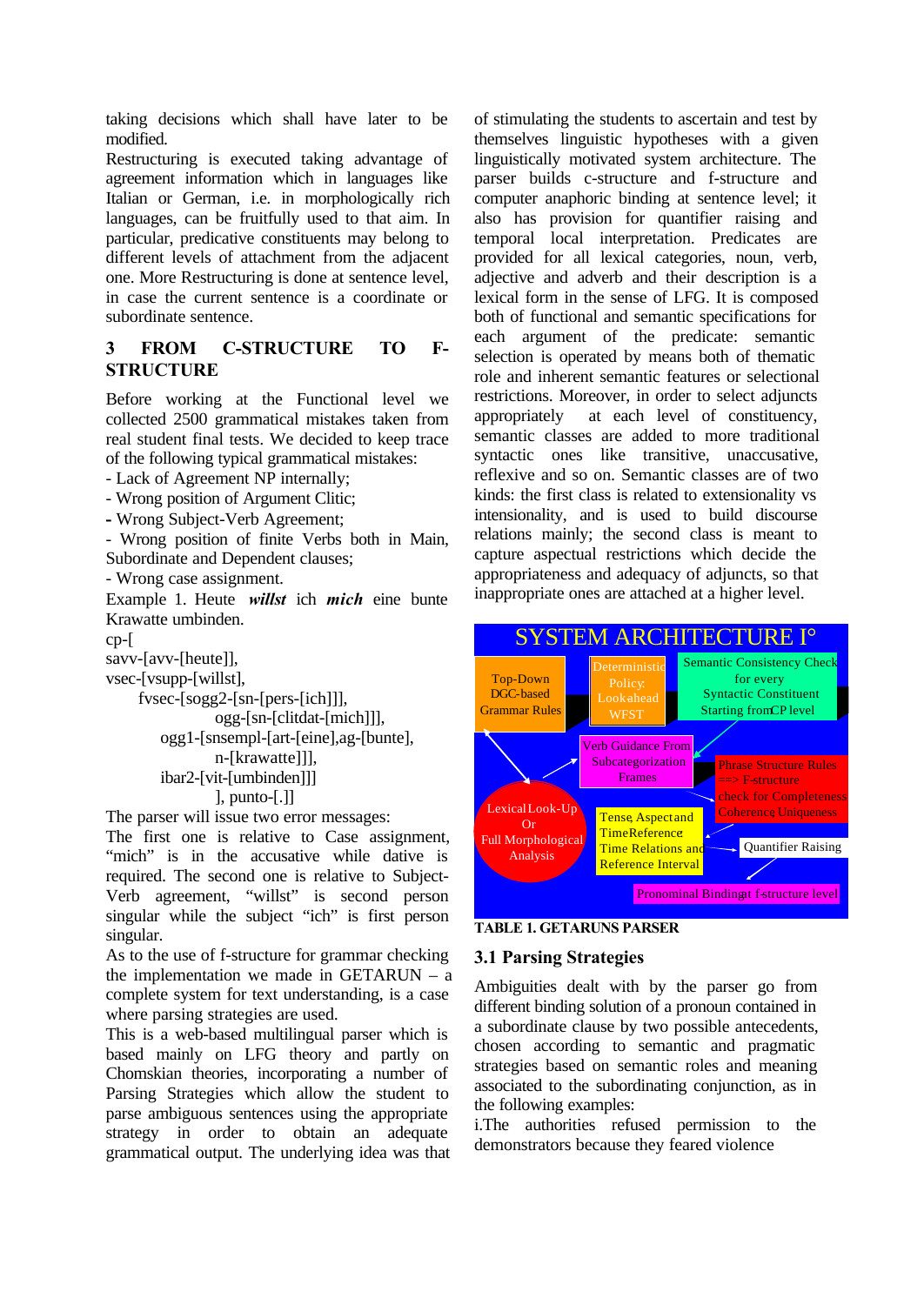taking decisions which shall have later to be modified.

Restructuring is executed taking advantage of agreement information which in languages like Italian or German, i.e. in morphologically rich languages, can be fruitfully used to that aim. In particular, predicative constituents may belong to different levels of attachment from the adjacent one. More Restructuring is done at sentence level, in case the current sentence is a coordinate or subordinate sentence.

## 3 FROM C-STRUCTURE TO F-STRUCTURE

Before working at the Functional level we collected 2500 grammatical mistakes taken from real student final tests. We decided to keep trace of the following typical grammatical mistakes:

- Lack of Agreement NP internally;
- Wrong position of Argument Clitic;
- Wrong Subject-Verb Agreement;
- Wrong position of finite Verbs both in Main, Subordinate and Dependent clauses;
- Wrong case assignment.

Example 1. Heute ***willst*** ich ***mich*** eine bunte Krawatte umbinden.

```
cp-[
savv-[avv-[heute]],
vsec-[vsupp-[willst],
     fvsec-[sogg2-[sn-[pers-[ich]]],
               ogg-[sn-[clitdat-[mich]]],
          ogg1-[snsempl-[art-[eine],ag-[bunte],
               n-[krawatte]]],
          ibar2-[vit-[umbinden]]]
               ], punto-[.]]
```

The parser will issue two error messages:

The first one is relative to Case assignment, "mich" is in the accusative while dative is required. The second one is relative to Subject-Verb agreement, "willst" is second person singular while the subject "ich" is first person singular.

As to the use of f-structure for grammar checking the implementation we made in GETARUN – a complete system for text understanding, is a case where parsing strategies are used.

This is a web-based multilingual parser which is based mainly on LFG theory and partly on Chomskian theories, incorporating a number of Parsing Strategies which allow the student to parse ambiguous sentences using the appropriate strategy in order to obtain an adequate grammatical output. The underlying idea was that of stimulating the students to ascertain and test by themselves linguistic hypotheses with a given linguistically motivated system architecture. The parser builds c-structure and f-structure and computer anaphoric binding at sentence level; it also has provision for quantifier raising and temporal local interpretation. Predicates are provided for all lexical categories, noun, verb, adjective and adverb and their description is a lexical form in the sense of LFG. It is composed both of functional and semantic specifications for each argument of the predicate: semantic selection is operated by means both of thematic role and inherent semantic features or selectional restrictions. Moreover, in order to select adjuncts appropriately at each level of constituency, semantic classes are added to more traditional syntactic ones like transitive, unaccusative, reflexive and so on. Semantic classes are of two kinds: the first class is related to extensionality vs intensionality, and is used to build discourse relations mainly; the second class is meant to capture aspectual restrictions which decide the appropriateness and adequacy of adjuncts, so that inappropriate ones are attached at a higher level.

SYSTEM ARCHITECTURE I°

Top-Down DGC-based Grammar Rules | Deterministic Policy: Lookahead WFST | Semantic Consistency Check for every Syntactic Constituent Starting from CP level | Verb Guidance From Subcategorization Frames | Phrase Structure Rules ==> F-structure check for Completeness Coherence Uniqueness | Lexical Look-Up Or Full Morphological Analysis | Tense, Aspect and Time Reference Time Relations and Reference Interval | Quantifier Raising | Pronominal Binding at f-structure level

TABLE 1. GETARUNS PARSER

### 3.1 Parsing Strategies

Ambiguities dealt with by the parser go from different binding solution of a pronoun contained in a subordinate clause by two possible antecedents, chosen according to semantic and pragmatic strategies based on semantic roles and meaning associated to the subordinating conjunction, as in the following examples:

i.The authorities refused permission to the demonstrators because they feared violence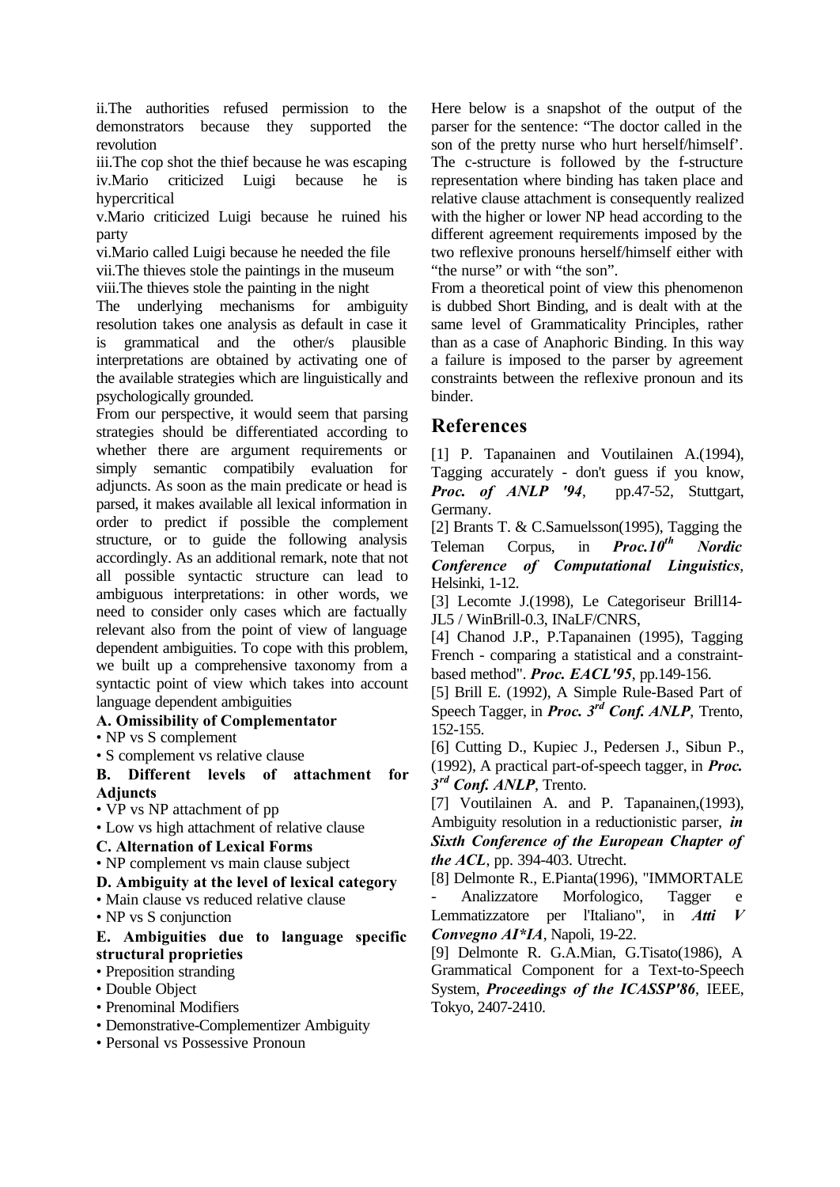ii.The authorities refused permission to the demonstrators because they supported the revolution

iii.The cop shot the thief because he was escaping

iv.Mario criticized Luigi because he is hypercritical

v.Mario criticized Luigi because he ruined his party

vi.Mario called Luigi because he needed the file

vii.The thieves stole the paintings in the museum

viii.The thieves stole the painting in the night

The underlying mechanisms for ambiguity resolution takes one analysis as default in case it is grammatical and the other/s plausible interpretations are obtained by activating one of the available strategies which are linguistically and psychologically grounded.

From our perspective, it would seem that parsing strategies should be differentiated according to whether there are argument requirements or simply semantic compatibily evaluation for adjuncts. As soon as the main predicate or head is parsed, it makes available all lexical information in order to predict if possible the complement structure, or to guide the following analysis accordingly. As an additional remark, note that not all possible syntactic structure can lead to ambiguous interpretations: in other words, we need to consider only cases which are factually relevant also from the point of view of language dependent ambiguities. To cope with this problem, we built up a comprehensive taxonomy from a syntactic point of view which takes into account language dependent ambiguities

**A. Omissibility of Complementator**

- NP vs S complement
- S complement vs relative clause

**B. Different levels of attachment for Adjuncts**

- VP vs NP attachment of pp
- Low vs high attachment of relative clause

**C. Alternation of Lexical Forms**

- NP complement vs main clause subject

**D. Ambiguity at the level of lexical category**

- Main clause vs reduced relative clause
- NP vs S conjunction

**E. Ambiguities due to language specific structural proprieties**

- Preposition stranding
- Double Object
- Prenominal Modifiers
- Demonstrative-Complementizer Ambiguity
- Personal vs Possessive Pronoun

Here below is a snapshot of the output of the parser for the sentence: "The doctor called in the son of the pretty nurse who hurt herself/himself'. The c-structure is followed by the f-structure representation where binding has taken place and relative clause attachment is consequently realized with the higher or lower NP head according to the different agreement requirements imposed by the two reflexive pronouns herself/himself either with "the nurse" or with "the son".

From a theoretical point of view this phenomenon is dubbed Short Binding, and is dealt with at the same level of Grammaticality Principles, rather than as a case of Anaphoric Binding. In this way a failure is imposed to the parser by agreement constraints between the reflexive pronoun and its binder.

## References

[1] P. Tapanainen and Voutilainen A.(1994), Tagging accurately - don't guess if you know, ***Proc. of ANLP '94***, pp.47-52, Stuttgart, Germany.

[2] Brants T. & C.Samuelsson(1995), Tagging the Teleman Corpus, in ***Proc.10th Nordic Conference of Computational Linguistics***, Helsinki, 1-12.

[3] Lecomte J.(1998), Le Categoriseur Brill14-JL5 / WinBrill-0.3, INaLF/CNRS,

[4] Chanod J.P., P.Tapanainen (1995), Tagging French - comparing a statistical and a constraint-based method". ***Proc. EACL'95***, pp.149-156.

[5] Brill E. (1992), A Simple Rule-Based Part of Speech Tagger, in ***Proc. 3rd Conf. ANLP***, Trento, 152-155.

[6] Cutting D., Kupiec J., Pedersen J., Sibun P., (1992), A practical part-of-speech tagger, in ***Proc. 3rd Conf. ANLP***, Trento.

[7] Voutilainen A. and P. Tapanainen,(1993), Ambiguity resolution in a reductionistic parser, ***in Sixth Conference of the European Chapter of the ACL***, pp. 394-403. Utrecht.

[8] Delmonte R., E.Pianta(1996), "IMMORTALE - Analizzatore Morfologico, Tagger e Lemmatizzatore per l'Italiano", in ***Atti V Convegno AI\*IA***, Napoli, 19-22.

[9] Delmonte R. G.A.Mian, G.Tisato(1986), A Grammatical Component for a Text-to-Speech System, ***Proceedings of the ICASSP'86***, IEEE, Tokyo, 2407-2410.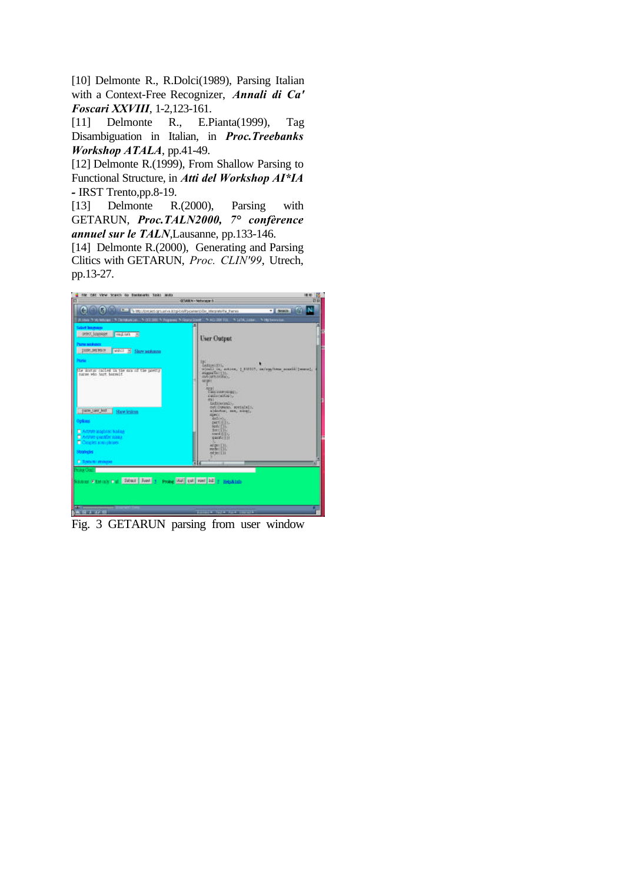[10] Delmonte R., R.Dolci(1989), Parsing Italian with a Context-Free Recognizer, ***Annali di Ca' Foscari XXVIII***, 1-2,123-161.

[11] Delmonte R., E.Pianta(1999), Tag Disambiguation in Italian, in ***Proc.Treebanks Workshop ATALA***, pp.41-49.

[12] Delmonte R.(1999), From Shallow Parsing to Functional Structure, in ***Atti del Workshop AI\*IA*** **-** IRST Trento,pp.8-19.

[13] Delmonte R.(2000), Parsing with GETARUN, ***Proc.TALN2000, 7° confèrence annuel sur le TALN***,Lausanne, pp.133-146.

[14] Delmonte R.(2000), Generating and Parsing Clitics with GETARUN, *Proc. CLIN'99*, Utrech, pp.13-27.

Fig. 3 GETARUN parsing from user window